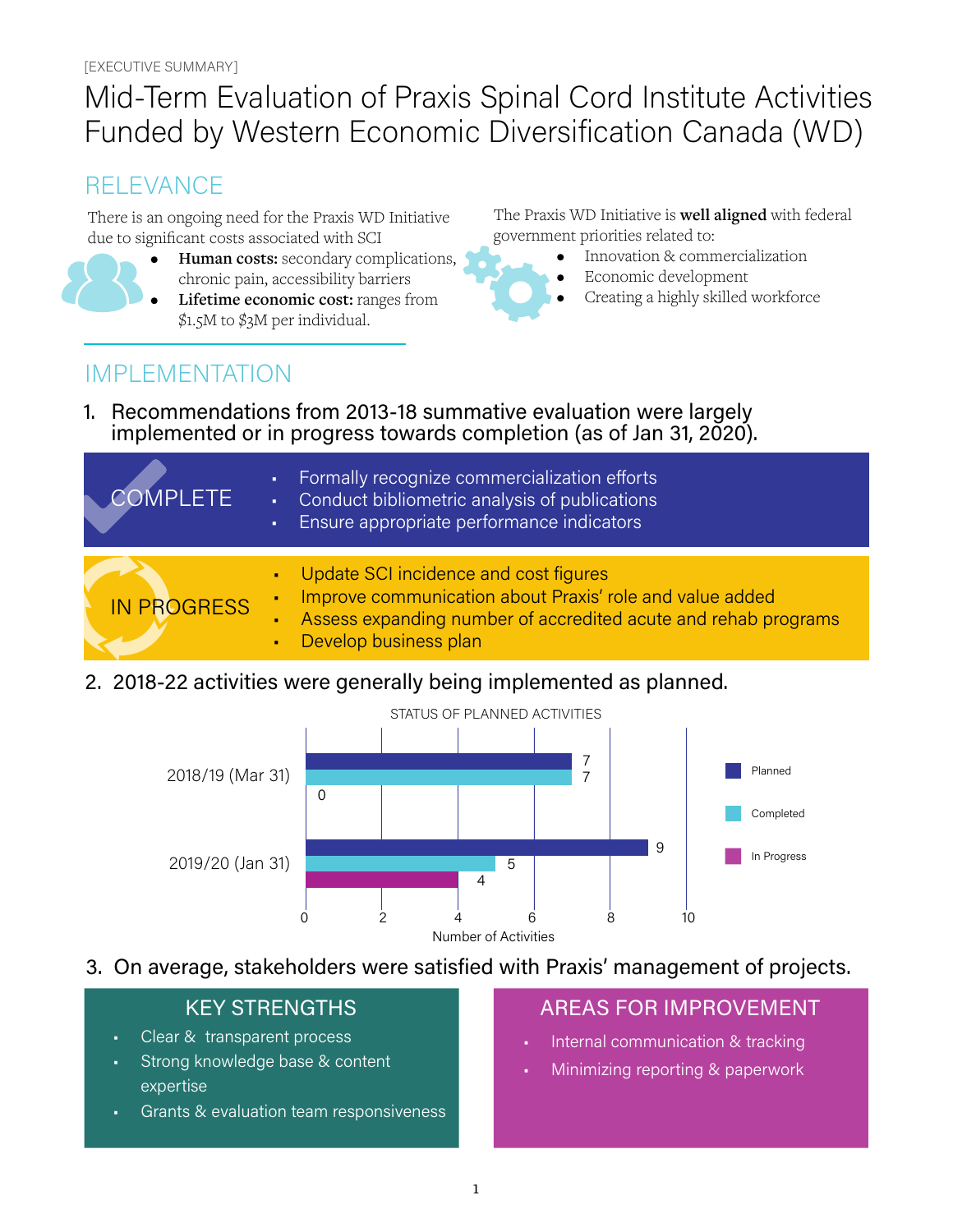[EXECUTIVE SUMMARY]

# Mid-Term Evaluation of Praxis Spinal Cord Institute Activities Funded by Western Economic Diversification Canada (WD)

## RELEVANCE

There is an ongoing need for the Praxis WD Initiative due to significant costs associated with SCI

- **Human costs:** secondary complications, chronic pain, accessibility barriers
- **Lifetime economic cost:** ranges from $1.5M to $3M per individual.

The Praxis WD Initiative is **well aligned** with federal government priorities related to:

- Innovation & commercialization
- Economic development
- Creating a highly skilled workforce

## IMPLEMENTATION

1. Recommendations from 2013-18 summative evaluation were largely implemented or in progress towards completion (as of Jan 31, 2020).

**COMPLETE**

- Formally recognize commercialization efforts
- Conduct bibliometric analysis of publications
- Ensure appropriate performance indicators

**IN PROGRESS**

- Update SCI incidence and cost figures
- Improve communication about Praxis' role and value added
- Assess expanding number of accredited acute and rehab programs
- Develop business plan

2. 2018-22 activities were generally being implemented as planned.

STATUS OF PLANNED ACTIVITIES

| | Planned | Completed | In Progress |
|---|---|---|---|
| 2018/19 (Mar 31) | 7 | 7 | 0 |
| 2019/20 (Jan 31) | 9 | 5 | 4 |

Number of Activities

3. On average, stakeholders were satisfied with Praxis' management of projects.

**KEY STRENGTHS**

- Clear & transparent process
- Strong knowledge base & content expertise
- Grants & evaluation team responsiveness

**AREAS FOR IMPROVEMENT**

- Internal communication & tracking
- Minimizing reporting & paperwork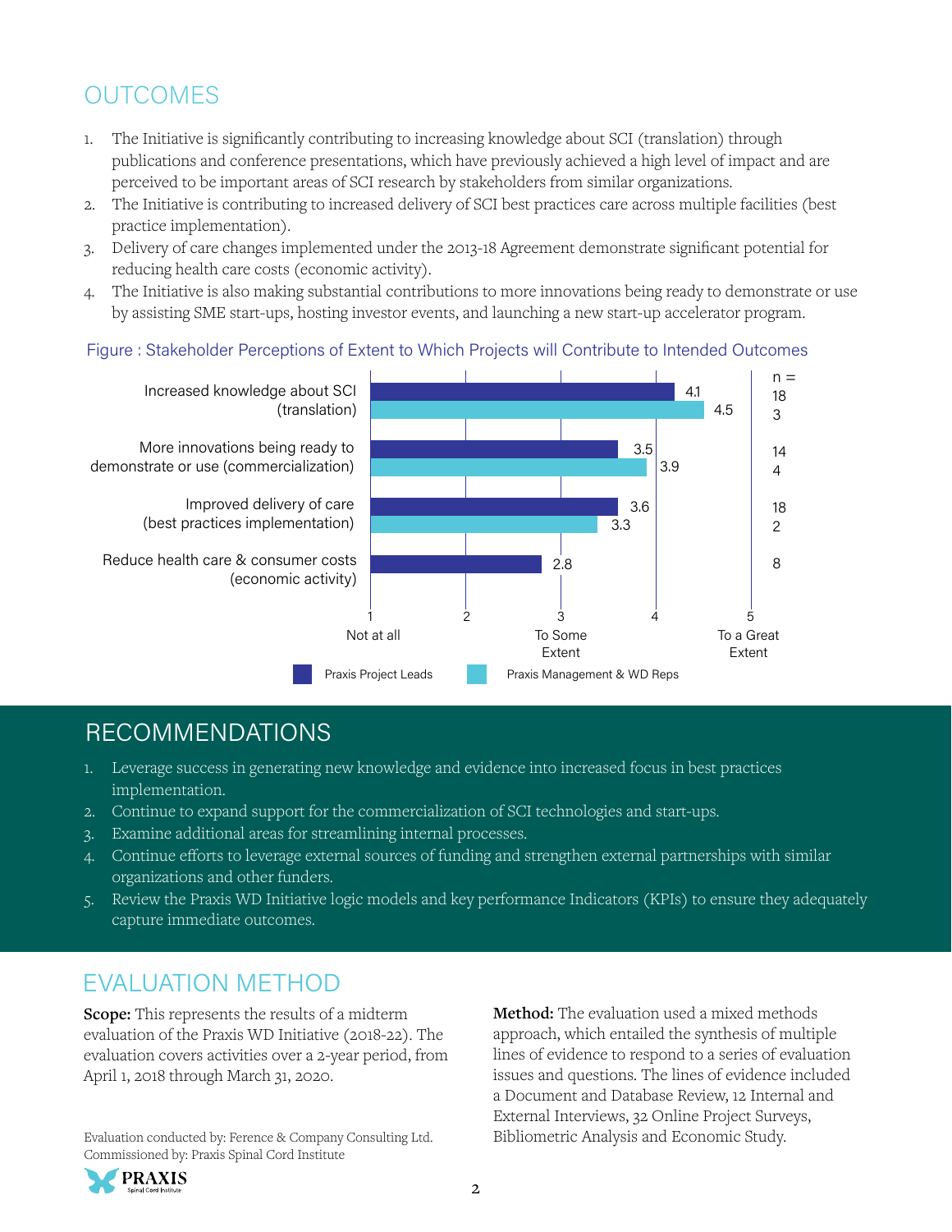## OUTCOMES

1. The Initiative is significantly contributing to increasing knowledge about SCI (translation) through publications and conference presentations, which have previously achieved a high level of impact and are perceived to be important areas of SCI research by stakeholders from similar organizations.
2. The Initiative is contributing to increased delivery of SCI best practices care across multiple facilities (best practice implementation).
3. Delivery of care changes implemented under the 2013-18 Agreement demonstrate significant potential for reducing health care costs (economic activity).
4. The Initiative is also making substantial contributions to more innovations being ready to demonstrate or use by assisting SME start-ups, hosting investor events, and launching a new start-up accelerator program.

Figure : Stakeholder Perceptions of Extent to Which Projects will Contribute to Intended Outcomes

Increased knowledge about SCI (translation)
4.1
4.5
More innovations being ready to demonstrate or use (commercialization)
3.5
3.9
Improved delivery of care (best practices implementation)
3.6
3.3
Reduce health care & consumer costs (economic activity)
2.8

n =
18
3
14
4
18
2
8

1 Not at all
2
3 To Some Extent
4
5 To a Great Extent

Praxis Project Leads
Praxis Management & WD Reps

## RECOMMENDATIONS

1. Leverage success in generating new knowledge and evidence into increased focus in best practices implementation.
2. Continue to expand support for the commercialization of SCI technologies and start-ups.
3. Examine additional areas for streamlining internal processes.
4. Continue efforts to leverage external sources of funding and strengthen external partnerships with similar organizations and other funders.
5. Review the Praxis WD Initiative logic models and key performance Indicators (KPIs) to ensure they adequately capture immediate outcomes.

## EVALUATION METHOD

**Scope:** This represents the results of a midterm evaluation of the Praxis WD Initiative (2018-22). The evaluation covers activities over a 2-year period, from April 1, 2018 through March 31, 2020.

**Method:** The evaluation used a mixed methods approach, which entailed the synthesis of multiple lines of evidence to respond to a series of evaluation issues and questions. The lines of evidence included a Document and Database Review, 12 Internal and External Interviews, 32 Online Project Surveys, Bibliometric Analysis and Economic Study.

Evaluation conducted by: Ference & Company Consulting Ltd.
Commissioned by: Praxis Spinal Cord Institute